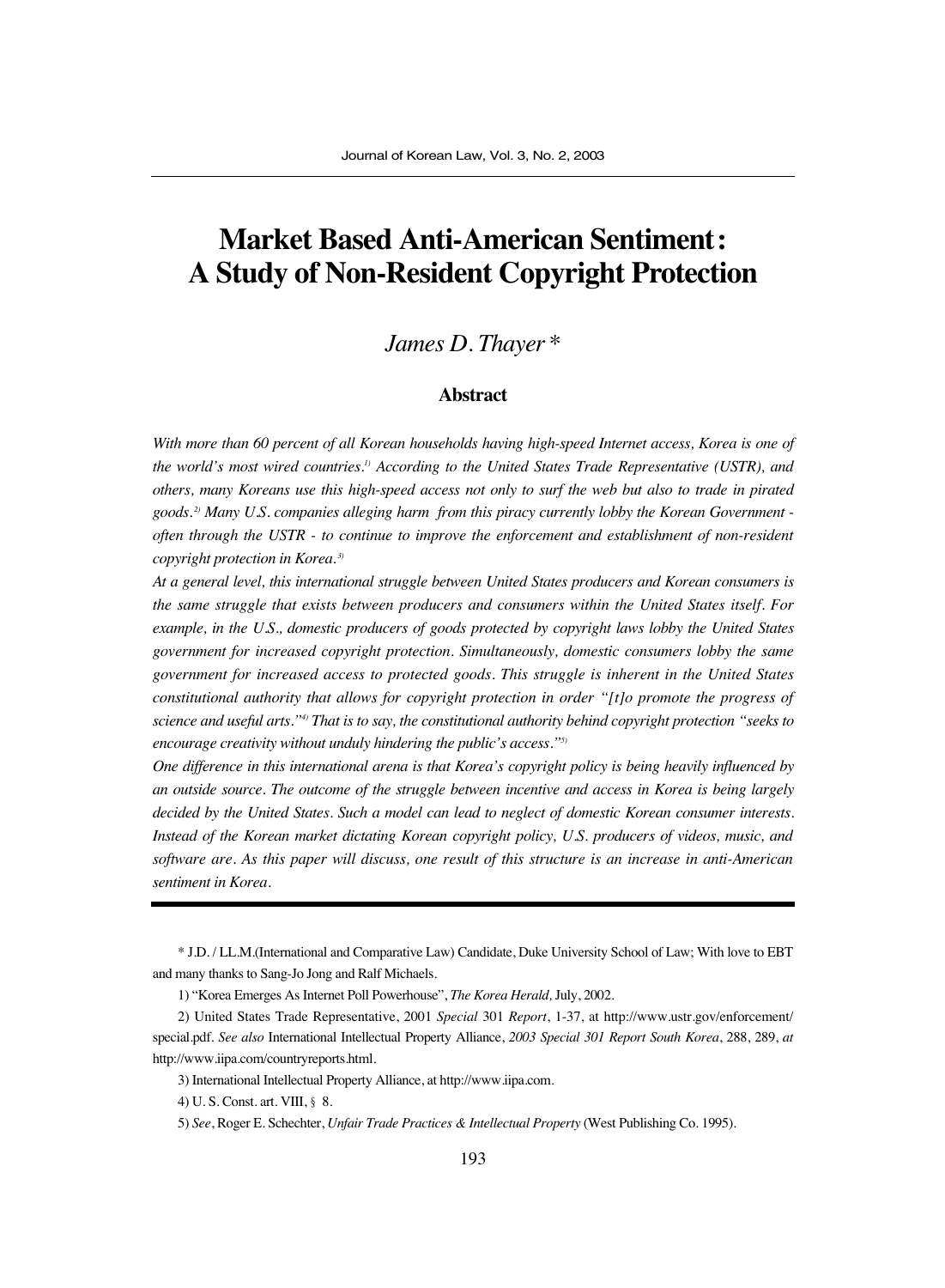# Market Based Anti-American Sentiment: A Study of Non-Resident Copyright Protection

*James D. Thayer* *

### Abstract

*With more than 60 percent of all Korean households having high-speed Internet access, Korea is one of the world's most wired countries.[1] According to the United States Trade Representative (USTR), and others, many Koreans use this high-speed access not only to surf the web but also to trade in pirated goods.[2] Many U.S. companies alleging harm from this piracy currently lobby the Korean Government - often through the USTR - to continue to improve the enforcement and establishment of non-resident copyright protection in Korea.[3]*

*At a general level, this international struggle between United States producers and Korean consumers is the same struggle that exists between producers and consumers within the United States itself. For example, in the U.S., domestic producers of goods protected by copyright laws lobby the United States government for increased copyright protection. Simultaneously, domestic consumers lobby the same government for increased access to protected goods. This struggle is inherent in the United States constitutional authority that allows for copyright protection in order "[t]o promote the progress of science and useful arts."[4] That is to say, the constitutional authority behind copyright protection "seeks to encourage creativity without unduly hindering the public's access."[5]*

*One difference in this international arena is that Korea's copyright policy is being heavily influenced by an outside source. The outcome of the struggle between incentive and access in Korea is being largely decided by the United States. Such a model can lead to neglect of domestic Korean consumer interests. Instead of the Korean market dictating Korean copyright policy, U.S. producers of videos, music, and software are. As this paper will discuss, one result of this structure is an increase in anti-American sentiment in Korea.*

---

\* J.D. / LL.M.(International and Comparative Law) Candidate, Duke University School of Law; With love to EBT and many thanks to Sang-Jo Jong and Ralf Michaels.

1) "Korea Emerges As Internet Poll Powerhouse", *The Korea Herald,* July, 2002.

2) United States Trade Representative, 2001 *Special* 301 *Report*, 1-37, at http://www.ustr.gov/enforcement/special.pdf. *See also* International Intellectual Property Alliance, *2003 Special 301 Report South Korea*, 288, 289, *at* http://www.iipa.com/countryreports.html.

3) International Intellectual Property Alliance, at http://www.iipa.com.

4) U. S. Const. art. VIII, § 8.

5) *See*, Roger E. Schechter, *Unfair Trade Practices & Intellectual Property* (West Publishing Co. 1995).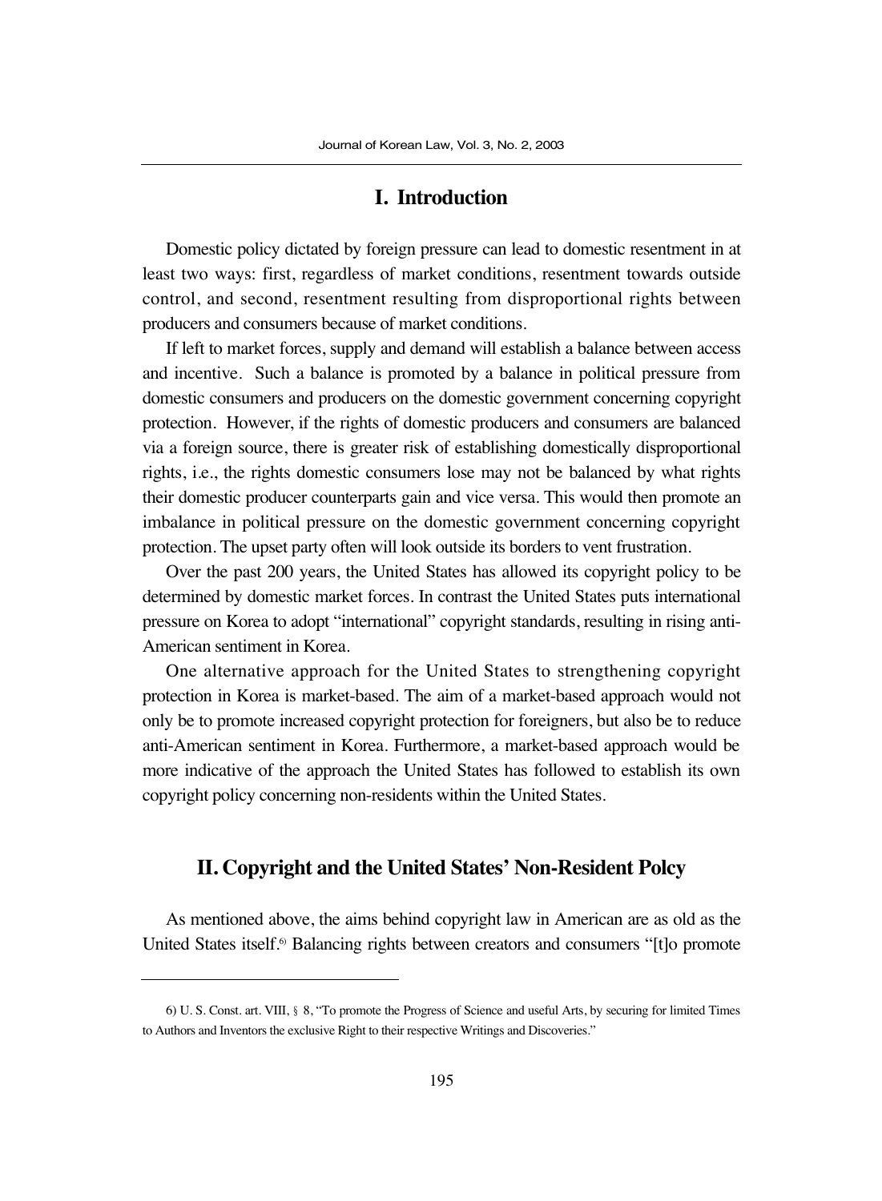## I. Introduction

Domestic policy dictated by foreign pressure can lead to domestic resentment in at least two ways: first, regardless of market conditions, resentment towards outside control, and second, resentment resulting from disproportional rights between producers and consumers because of market conditions.

If left to market forces, supply and demand will establish a balance between access and incentive. Such a balance is promoted by a balance in political pressure from domestic consumers and producers on the domestic government concerning copyright protection. However, if the rights of domestic producers and consumers are balanced via a foreign source, there is greater risk of establishing domestically disproportional rights, i.e., the rights domestic consumers lose may not be balanced by what rights their domestic producer counterparts gain and vice versa. This would then promote an imbalance in political pressure on the domestic government concerning copyright protection. The upset party often will look outside its borders to vent frustration.

Over the past 200 years, the United States has allowed its copyright policy to be determined by domestic market forces. In contrast the United States puts international pressure on Korea to adopt "international" copyright standards, resulting in rising anti-American sentiment in Korea.

One alternative approach for the United States to strengthening copyright protection in Korea is market-based. The aim of a market-based approach would not only be to promote increased copyright protection for foreigners, but also be to reduce anti-American sentiment in Korea. Furthermore, a market-based approach would be more indicative of the approach the United States has followed to establish its own copyright policy concerning non-residents within the United States.

## II. Copyright and the United States' Non-Resident Polcy

As mentioned above, the aims behind copyright law in American are as old as the United States itself.[6] Balancing rights between creators and consumers "[t]o promote

---

6) U. S. Const. art. VIII, § 8, "To promote the Progress of Science and useful Arts, by securing for limited Times to Authors and Inventors the exclusive Right to their respective Writings and Discoveries."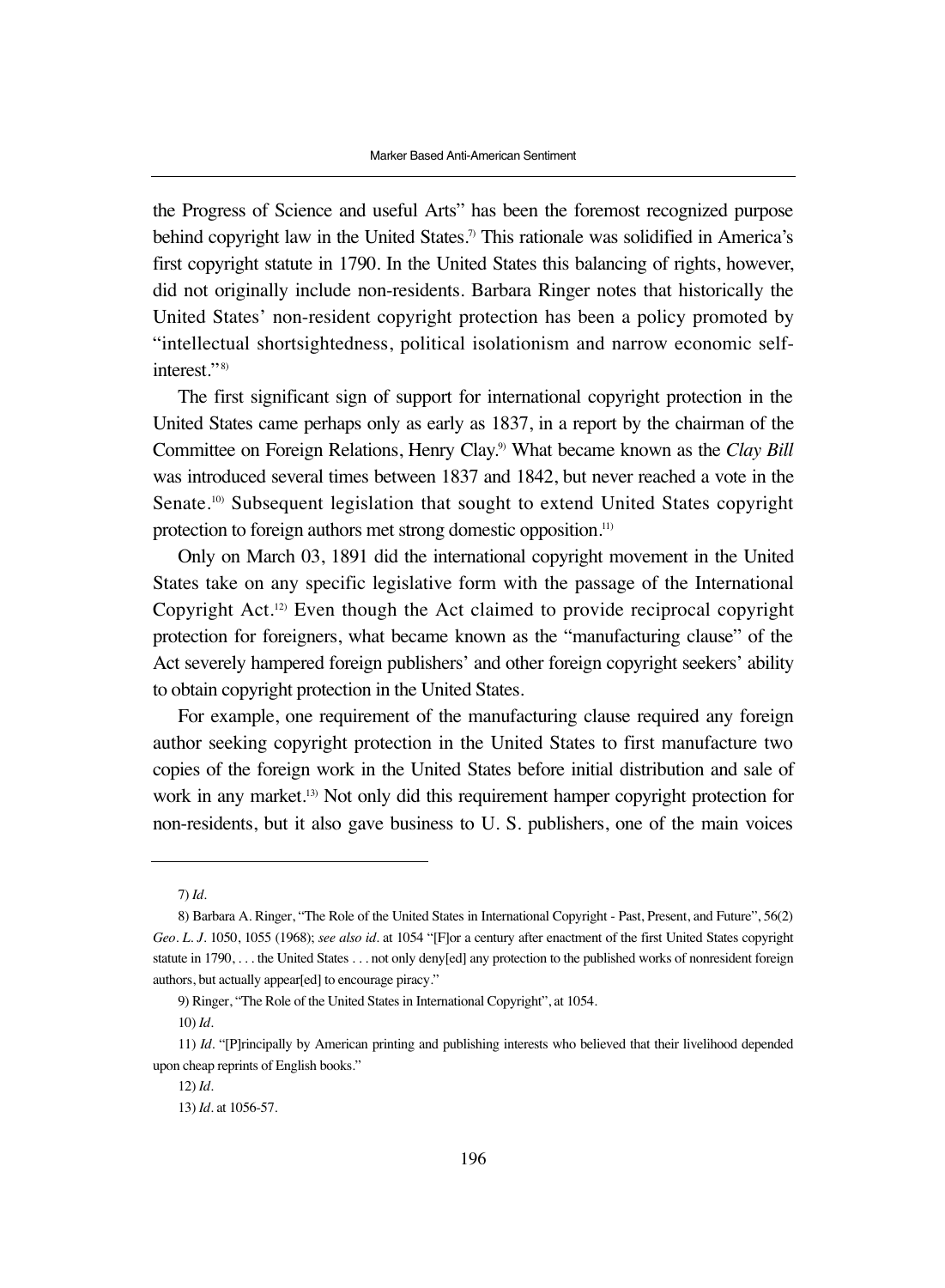the Progress of Science and useful Arts" has been the foremost recognized purpose behind copyright law in the United States.[7] This rationale was solidified in America's first copyright statute in 1790. In the United States this balancing of rights, however, did not originally include non-residents. Barbara Ringer notes that historically the United States' non-resident copyright protection has been a policy promoted by "intellectual shortsightedness, political isolationism and narrow economic self-interest."[8]

The first significant sign of support for international copyright protection in the United States came perhaps only as early as 1837, in a report by the chairman of the Committee on Foreign Relations, Henry Clay.[9] What became known as the *Clay Bill* was introduced several times between 1837 and 1842, but never reached a vote in the Senate.[10] Subsequent legislation that sought to extend United States copyright protection to foreign authors met strong domestic opposition.[11]

Only on March 03, 1891 did the international copyright movement in the United States take on any specific legislative form with the passage of the International Copyright Act.[12] Even though the Act claimed to provide reciprocal copyright protection for foreigners, what became known as the "manufacturing clause" of the Act severely hampered foreign publishers' and other foreign copyright seekers' ability to obtain copyright protection in the United States.

For example, one requirement of the manufacturing clause required any foreign author seeking copyright protection in the United States to first manufacture two copies of the foreign work in the United States before initial distribution and sale of work in any market.[13] Not only did this requirement hamper copyright protection for non-residents, but it also gave business to U. S. publishers, one of the main voices

---

7) *Id*.

8) Barbara A. Ringer, "The Role of the United States in International Copyright - Past, Present, and Future", 56(2) *Geo. L. J.* 1050, 1055 (1968); *see also id*. at 1054 "[F]or a century after enactment of the first United States copyright statute in 1790, . . . the United States . . . not only deny[ed] any protection to the published works of nonresident foreign authors, but actually appear[ed] to encourage piracy."

9) Ringer, "The Role of the United States in International Copyright", at 1054.

10) *Id*.

11) *Id*. "[P]rincipally by American printing and publishing interests who believed that their livelihood depended upon cheap reprints of English books."

12) *Id*.

13) *Id*. at 1056-57.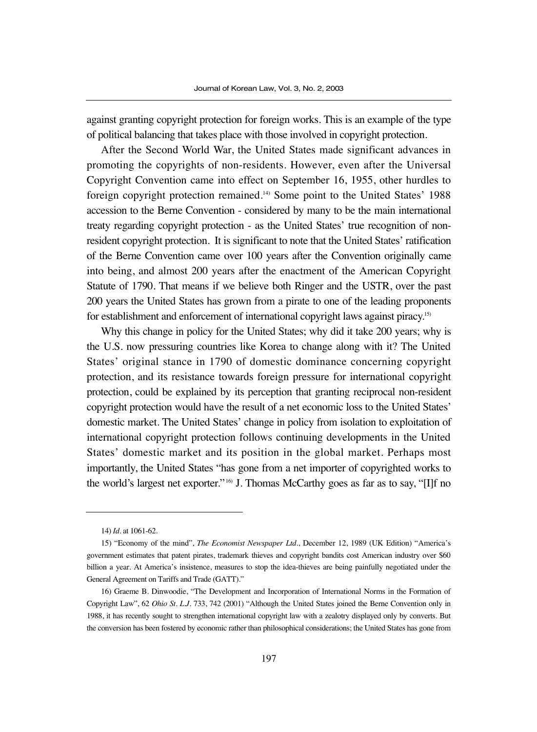against granting copyright protection for foreign works. This is an example of the type of political balancing that takes place with those involved in copyright protection.

After the Second World War, the United States made significant advances in promoting the copyrights of non-residents. However, even after the Universal Copyright Convention came into effect on September 16, 1955, other hurdles to foreign copyright protection remained.[14] Some point to the United States' 1988 accession to the Berne Convention - considered by many to be the main international treaty regarding copyright protection - as the United States' true recognition of non-resident copyright protection. It is significant to note that the United States' ratification of the Berne Convention came over 100 years after the Convention originally came into being, and almost 200 years after the enactment of the American Copyright Statute of 1790. That means if we believe both Ringer and the USTR, over the past 200 years the United States has grown from a pirate to one of the leading proponents for establishment and enforcement of international copyright laws against piracy.[15]

Why this change in policy for the United States; why did it take 200 years; why is the U.S. now pressuring countries like Korea to change along with it? The United States' original stance in 1790 of domestic dominance concerning copyright protection, and its resistance towards foreign pressure for international copyright protection, could be explained by its perception that granting reciprocal non-resident copyright protection would have the result of a net economic loss to the United States' domestic market. The United States' change in policy from isolation to exploitation of international copyright protection follows continuing developments in the United States' domestic market and its position in the global market. Perhaps most importantly, the United States "has gone from a net importer of copyrighted works to the world's largest net exporter."[16] J. Thomas McCarthy goes as far as to say, "[I]f no

---

14) *Id*. at 1061-62.

15) "Economy of the mind", *The Economist Newspaper Ltd*., December 12, 1989 (UK Edition) "America's government estimates that patent pirates, trademark thieves and copyright bandits cost American industry over $60 billion a year. At America's insistence, measures to stop the idea-thieves are being painfully negotiated under the General Agreement on Tariffs and Trade (GATT)."

16) Graeme B. Dinwoodie, "The Development and Incorporation of International Norms in the Formation of Copyright Law", 62 *Ohio St. L.J.* 733, 742 (2001) "Although the United States joined the Berne Convention only in 1988, it has recently sought to strengthen international copyright law with a zealotry displayed only by converts. But the conversion has been fostered by economic rather than philosophical considerations; the United States has gone from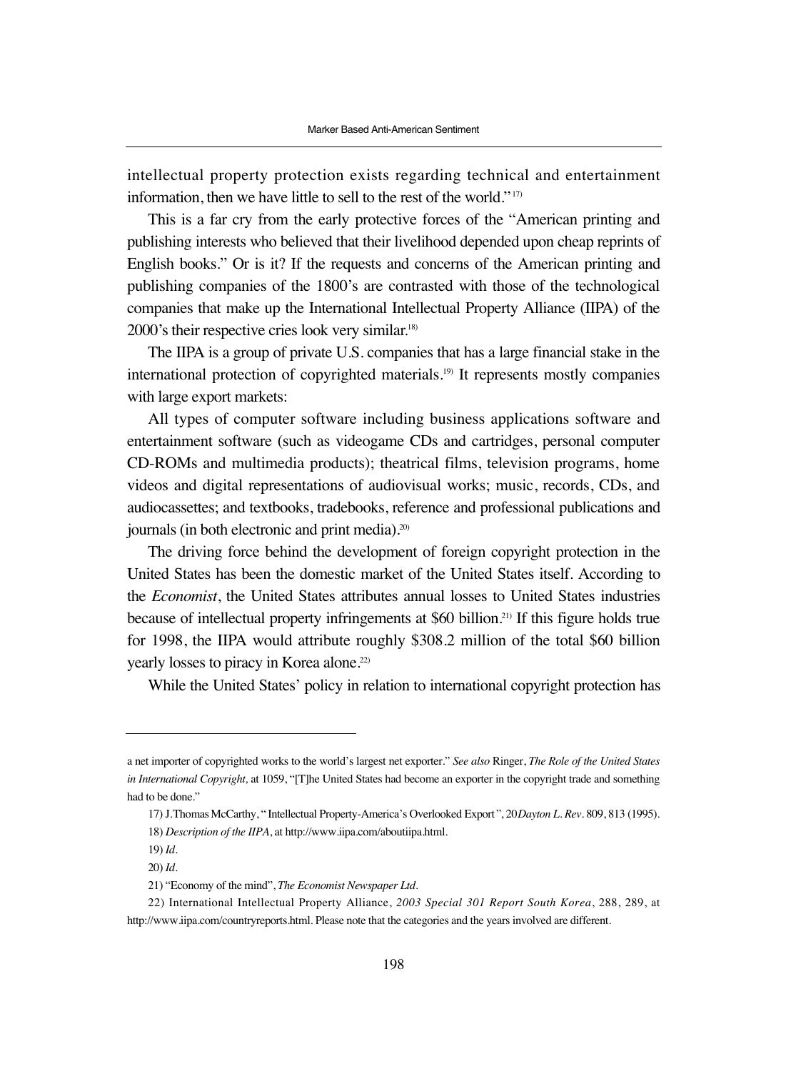intellectual property protection exists regarding technical and entertainment information, then we have little to sell to the rest of the world."[17]

This is a far cry from the early protective forces of the "American printing and publishing interests who believed that their livelihood depended upon cheap reprints of English books." Or is it? If the requests and concerns of the American printing and publishing companies of the 1800's are contrasted with those of the technological companies that make up the International Intellectual Property Alliance (IIPA) of the 2000's their respective cries look very similar.[18]

The IIPA is a group of private U.S. companies that has a large financial stake in the international protection of copyrighted materials.[19] It represents mostly companies with large export markets:

All types of computer software including business applications software and entertainment software (such as videogame CDs and cartridges, personal computer CD-ROMs and multimedia products); theatrical films, television programs, home videos and digital representations of audiovisual works; music, records, CDs, and audiocassettes; and textbooks, tradebooks, reference and professional publications and journals (in both electronic and print media).[20]

The driving force behind the development of foreign copyright protection in the United States has been the domestic market of the United States itself. According to the *Economist*, the United States attributes annual losses to United States industries because of intellectual property infringements at $60 billion.[21] If this figure holds true for 1998, the IIPA would attribute roughly $308.2 million of the total $60 billion yearly losses to piracy in Korea alone.[22]

While the United States' policy in relation to international copyright protection has

---

a net importer of copyrighted works to the world's largest net exporter." *See also* Ringer, *The Role of the United States in International Copyright,* at 1059, "[T]he United States had become an exporter in the copyright trade and something had to be done."

17) J.Thomas McCarthy, "Intellectual Property-America's Overlooked Export", 20 *Dayton L. Rev*. 809, 813 (1995).

18) *Description of the IIPA*, at http://www.iipa.com/aboutiipa.html.

19) *Id*.

20) *Id*.

21) "Economy of the mind", *The Economist Newspaper Ltd*.

22) International Intellectual Property Alliance, *2003 Special 301 Report South Korea*, 288, 289, at http://www.iipa.com/countryreports.html. Please note that the categories and the years involved are different.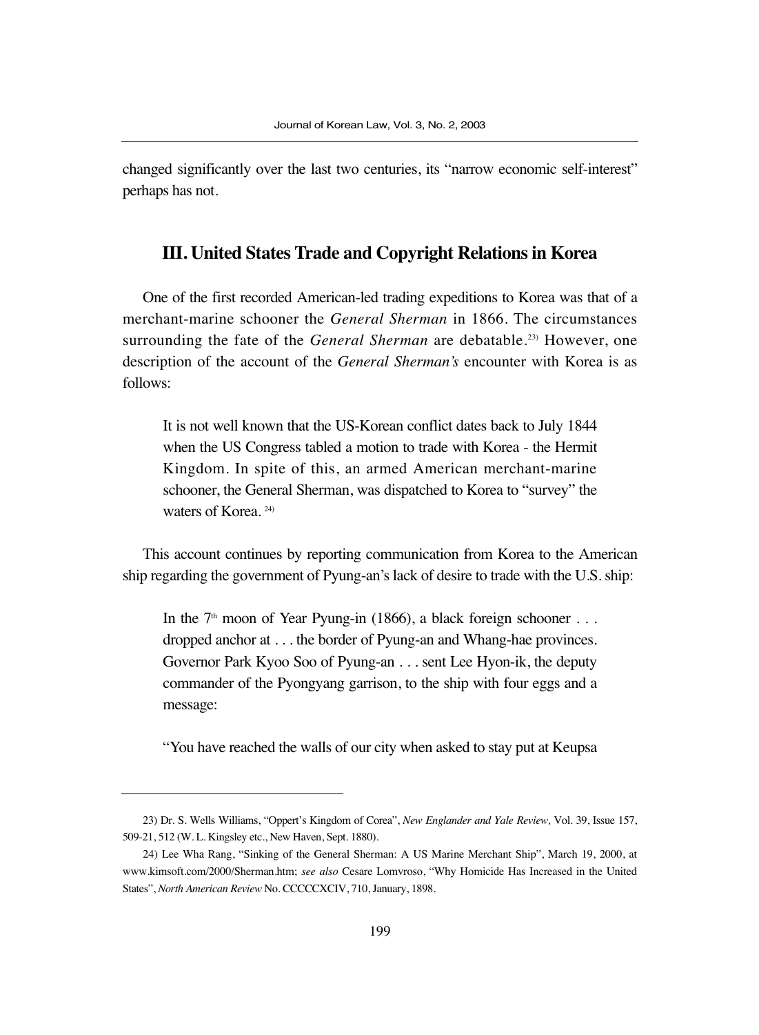changed significantly over the last two centuries, its "narrow economic self-interest" perhaps has not.

## III. United States Trade and Copyright Relations in Korea

One of the first recorded American-led trading expeditions to Korea was that of a merchant-marine schooner the *General Sherman* in 1866. The circumstances surrounding the fate of the *General Sherman* are debatable.[23] However, one description of the account of the *General Sherman's* encounter with Korea is as follows:

> It is not well known that the US-Korean conflict dates back to July 1844 when the US Congress tabled a motion to trade with Korea - the Hermit Kingdom. In spite of this, an armed American merchant-marine schooner, the General Sherman, was dispatched to Korea to "survey" the waters of Korea. [24]

This account continues by reporting communication from Korea to the American ship regarding the government of Pyung-an's lack of desire to trade with the U.S. ship:

> In the 7th moon of Year Pyung-in (1866), a black foreign schooner . . . dropped anchor at . . . the border of Pyung-an and Whang-hae provinces. Governor Park Kyoo Soo of Pyung-an . . . sent Lee Hyon-ik, the deputy commander of the Pyongyang garrison, to the ship with four eggs and a message:
>
> "You have reached the walls of our city when asked to stay put at Keupsa

---

23) Dr. S. Wells Williams, "Oppert's Kingdom of Corea", *New Englander and Yale Review,* Vol. 39, Issue 157, 509-21, 512 (W. L. Kingsley etc., New Haven, Sept. 1880).

24) Lee Wha Rang, "Sinking of the General Sherman: A US Marine Merchant Ship", March 19, 2000, at www.kimsoft.com/2000/Sherman.htm; *see also* Cesare Lomvroso, "Why Homicide Has Increased in the United States", *North American Review* No. CCCCCXCIV, 710, January, 1898.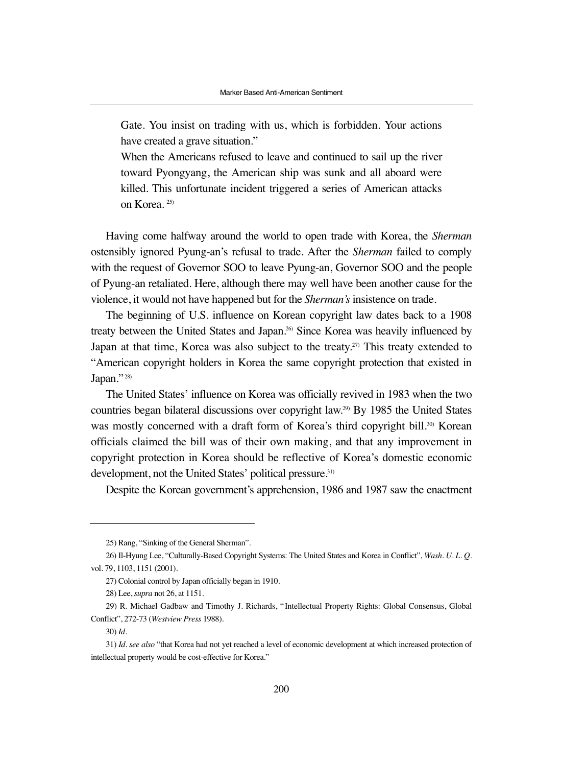> Gate. You insist on trading with us, which is forbidden. Your actions have created a grave situation."
>
> When the Americans refused to leave and continued to sail up the river toward Pyongyang, the American ship was sunk and all aboard were killed. This unfortunate incident triggered a series of American attacks on Korea. [25]

Having come halfway around the world to open trade with Korea, the *Sherman* ostensibly ignored Pyung-an's refusal to trade. After the *Sherman* failed to comply with the request of Governor SOO to leave Pyung-an, Governor SOO and the people of Pyung-an retaliated. Here, although there may well have been another cause for the violence, it would not have happened but for the *Sherman's* insistence on trade.

The beginning of U.S. influence on Korean copyright law dates back to a 1908 treaty between the United States and Japan.[26] Since Korea was heavily influenced by Japan at that time, Korea was also subject to the treaty.[27] This treaty extended to "American copyright holders in Korea the same copyright protection that existed in Japan."[28]

The United States' influence on Korea was officially revived in 1983 when the two countries began bilateral discussions over copyright law.[29] By 1985 the United States was mostly concerned with a draft form of Korea's third copyright bill.[30] Korean officials claimed the bill was of their own making, and that any improvement in copyright protection in Korea should be reflective of Korea's domestic economic development, not the United States' political pressure.[31]

Despite the Korean government's apprehension, 1986 and 1987 saw the enactment

---

25) Rang, "Sinking of the General Sherman".

26) Il-Hyung Lee, "Culturally-Based Copyright Systems: The United States and Korea in Conflict", *Wash. U. L. Q.* vol. 79, 1103, 1151 (2001).

27) Colonial control by Japan officially began in 1910.

28) Lee, *supra* not 26, at 1151.

29) R. Michael Gadbaw and Timothy J. Richards, "Intellectual Property Rights: Global Consensus, Global Conflict", 272-73 (*Westview Press* 1988).

30) *Id.*

31) *Id. see also* "that Korea had not yet reached a level of economic development at which increased protection of intellectual property would be cost-effective for Korea."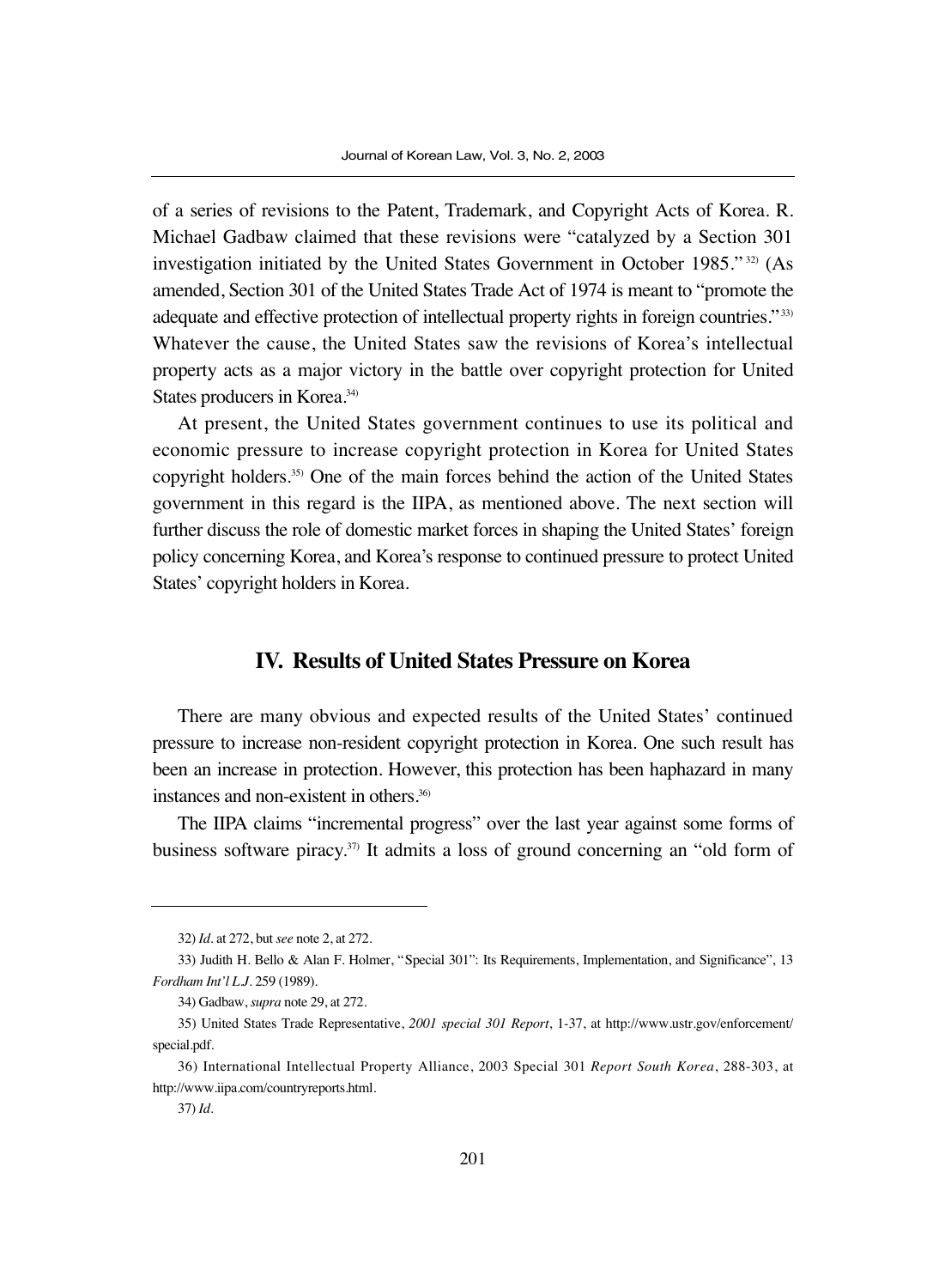of a series of revisions to the Patent, Trademark, and Copyright Acts of Korea. R. Michael Gadbaw claimed that these revisions were "catalyzed by a Section 301 investigation initiated by the United States Government in October 1985."[32] (As amended, Section 301 of the United States Trade Act of 1974 is meant to "promote the adequate and effective protection of intellectual property rights in foreign countries."[33] Whatever the cause, the United States saw the revisions of Korea's intellectual property acts as a major victory in the battle over copyright protection for United States producers in Korea.[34]

At present, the United States government continues to use its political and economic pressure to increase copyright protection in Korea for United States copyright holders.[35] One of the main forces behind the action of the United States government in this regard is the IIPA, as mentioned above. The next section will further discuss the role of domestic market forces in shaping the United States' foreign policy concerning Korea, and Korea's response to continued pressure to protect United States' copyright holders in Korea.

## IV. Results of United States Pressure on Korea

There are many obvious and expected results of the United States' continued pressure to increase non-resident copyright protection in Korea. One such result has been an increase in protection. However, this protection has been haphazard in many instances and non-existent in others.[36]

The IIPA claims "incremental progress" over the last year against some forms of business software piracy.[37] It admits a loss of ground concerning an "old form of

---

32) *Id*. at 272, but *see* note 2, at 272.

33) Judith H. Bello & Alan F. Holmer, "Special 301": Its Requirements, Implementation, and Significance", 13 *Fordham Int'l L.J*. 259 (1989).

34) Gadbaw, *supra* note 29, at 272.

35) United States Trade Representative, *2001 special 301 Report*, 1-37, at http://www.ustr.gov/enforcement/special.pdf.

36) International Intellectual Property Alliance, 2003 Special 301 *Report South Korea*, 288-303, at http://www.iipa.com/countryreports.html.

37) *Id*.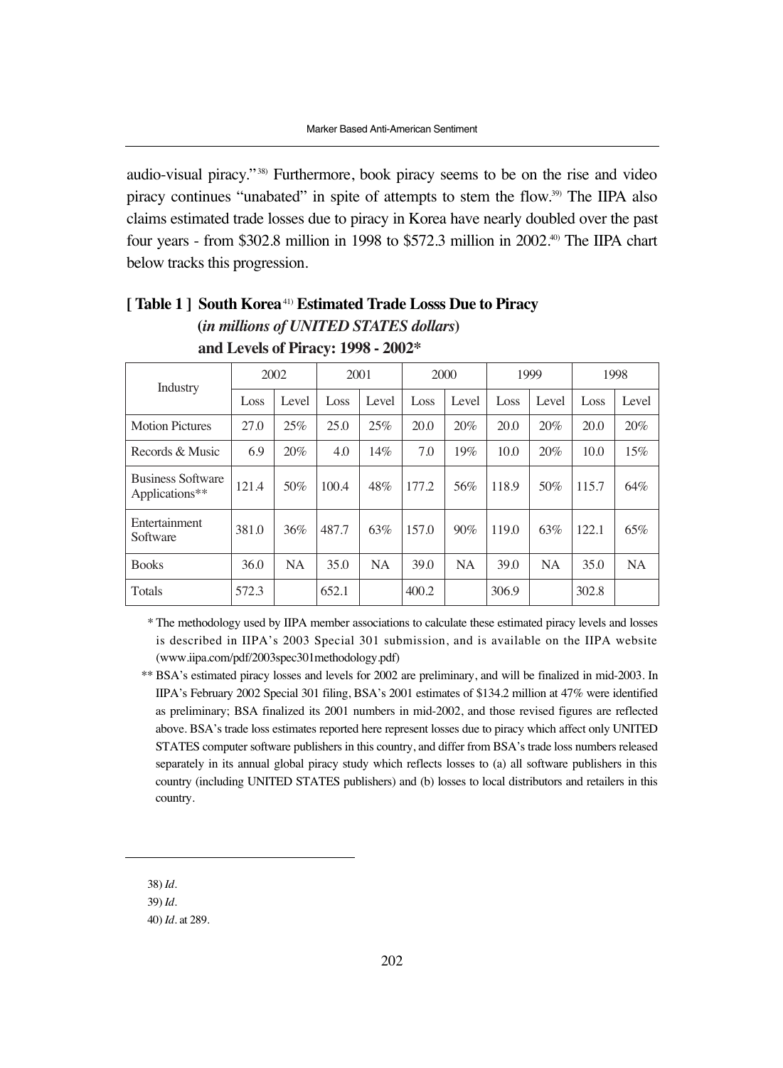audio-visual piracy."[38] Furthermore, book piracy seems to be on the rise and video piracy continues "unabated" in spite of attempts to stem the flow.[39] The IIPA also claims estimated trade losses due to piracy in Korea have nearly doubled over the past four years - from $302.8 million in 1998 to $572.3 million in 2002.[40] The IIPA chart below tracks this progression.

**[ Table 1 ] South Korea[41] Estimated Trade Losss Due to Piracy (*in millions of UNITED STATES dollars*) and Levels of Piracy: 1998 - 2002***

| Industry | 2002 | | 2001 | | 2000 | | 1999 | | 1998 | |
|---|---|---|---|---|---|---|---|---|---|---|
| | Loss | Level | Loss | Level | Loss | Level | Loss | Level | Loss | Level |
| Motion Pictures | 27.0 | 25% | 25.0 | 25% | 20.0 | 20% | 20.0 | 20% | 20.0 | 20% |
| Records & Music | 6.9 | 20% | 4.0 | 14% | 7.0 | 19% | 10.0 | 20% | 10.0 | 15% |
| Business Software Applications** | 121.4 | 50% | 100.4 | 48% | 177.2 | 56% | 118.9 | 50% | 115.7 | 64% |
| Entertainment Software | 381.0 | 36% | 487.7 | 63% | 157.0 | 90% | 119.0 | 63% | 122.1 | 65% |
| Books | 36.0 | NA | 35.0 | NA | 39.0 | NA | 39.0 | NA | 35.0 | NA |
| Totals | 572.3 | | 652.1 | | 400.2 | | 306.9 | | 302.8 | |

\* The methodology used by IIPA member associations to calculate these estimated piracy levels and losses is described in IIPA's 2003 Special 301 submission, and is available on the IIPA website (www.iipa.com/pdf/2003spec301methodology.pdf)

\*\* BSA's estimated piracy losses and levels for 2002 are preliminary, and will be finalized in mid-2003. In IIPA's February 2002 Special 301 filing, BSA's 2001 estimates of $134.2 million at 47% were identified as preliminary; BSA finalized its 2001 numbers in mid-2002, and those revised figures are reflected above. BSA's trade loss estimates reported here represent losses due to piracy which affect only UNITED STATES computer software publishers in this country, and differ from BSA's trade loss numbers released separately in its annual global piracy study which reflects losses to (a) all software publishers in this country (including UNITED STATES publishers) and (b) losses to local distributors and retailers in this country.

---

38) *Id*.

39) *Id*.

40) *Id*. at 289.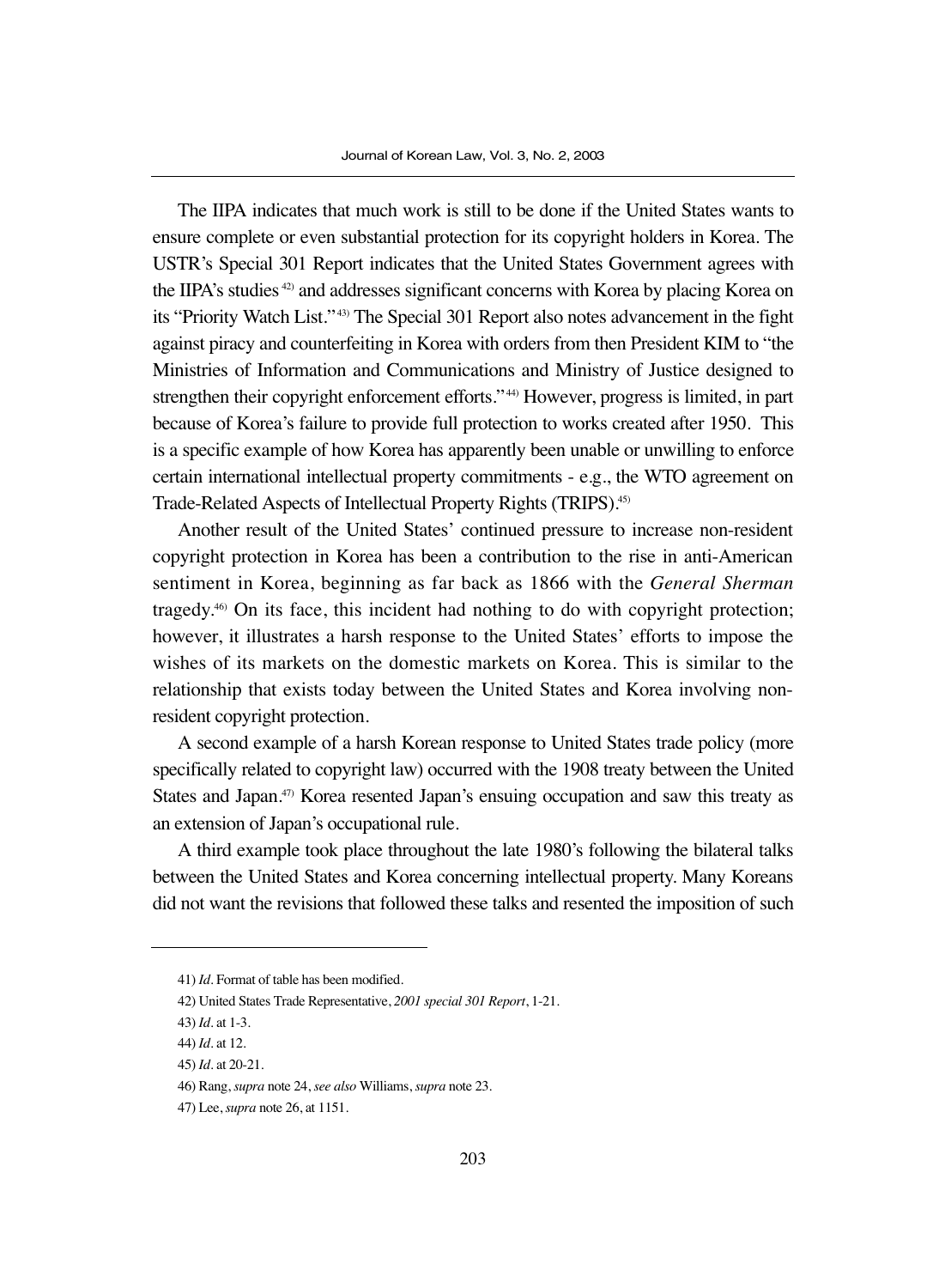The IIPA indicates that much work is still to be done if the United States wants to ensure complete or even substantial protection for its copyright holders in Korea. The USTR's Special 301 Report indicates that the United States Government agrees with the IIPA's studies[42] and addresses significant concerns with Korea by placing Korea on its "Priority Watch List."[43] The Special 301 Report also notes advancement in the fight against piracy and counterfeiting in Korea with orders from then President KIM to "the Ministries of Information and Communications and Ministry of Justice designed to strengthen their copyright enforcement efforts."[44] However, progress is limited, in part because of Korea's failure to provide full protection to works created after 1950. This is a specific example of how Korea has apparently been unable or unwilling to enforce certain international intellectual property commitments - e.g., the WTO agreement on Trade-Related Aspects of Intellectual Property Rights (TRIPS).[45]

Another result of the United States' continued pressure to increase non-resident copyright protection in Korea has been a contribution to the rise in anti-American sentiment in Korea, beginning as far back as 1866 with the *General Sherman* tragedy.[46] On its face, this incident had nothing to do with copyright protection; however, it illustrates a harsh response to the United States' efforts to impose the wishes of its markets on the domestic markets on Korea. This is similar to the relationship that exists today between the United States and Korea involving non-resident copyright protection.

A second example of a harsh Korean response to United States trade policy (more specifically related to copyright law) occurred with the 1908 treaty between the United States and Japan.[47] Korea resented Japan's ensuing occupation and saw this treaty as an extension of Japan's occupational rule.

A third example took place throughout the late 1980's following the bilateral talks between the United States and Korea concerning intellectual property. Many Koreans did not want the revisions that followed these talks and resented the imposition of such

---

41) *Id*. Format of table has been modified.

42) United States Trade Representative, *2001 special 301 Report*, 1-21.

43) *Id*. at 1-3.

44) *Id*. at 12.

45) *Id*. at 20-21.

46) Rang, *supra* note 24, *see also* Williams, *supra* note 23.

47) Lee, *supra* note 26, at 1151.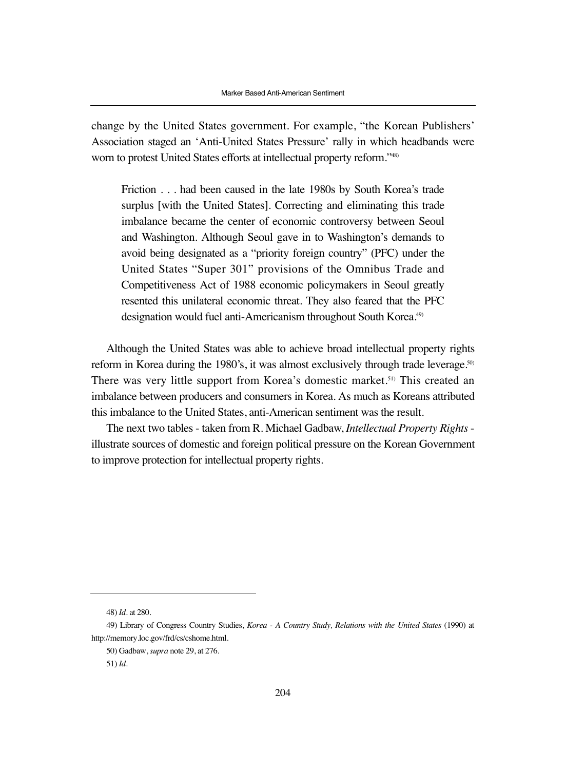change by the United States government. For example, "the Korean Publishers' Association staged an 'Anti-United States Pressure' rally in which headbands were worn to protest United States efforts at intellectual property reform."[48)]

> Friction . . . had been caused in the late 1980s by South Korea's trade surplus [with the United States]. Correcting and eliminating this trade imbalance became the center of economic controversy between Seoul and Washington. Although Seoul gave in to Washington's demands to avoid being designated as a "priority foreign country" (PFC) under the United States "Super 301" provisions of the Omnibus Trade and Competitiveness Act of 1988 economic policymakers in Seoul greatly resented this unilateral economic threat. They also feared that the PFC designation would fuel anti-Americanism throughout South Korea.[49)]

Although the United States was able to achieve broad intellectual property rights reform in Korea during the 1980's, it was almost exclusively through trade leverage.[50)] There was very little support from Korea's domestic market.[51)] This created an imbalance between producers and consumers in Korea. As much as Koreans attributed this imbalance to the United States, anti-American sentiment was the result.

The next two tables - taken from R. Michael Gadbaw, *Intellectual Property Rights* - illustrate sources of domestic and foreign political pressure on the Korean Government to improve protection for intellectual property rights.

---

48) *Id*. at 280.

49) Library of Congress Country Studies, *Korea - A Country Study, Relations with the United States* (1990) at http://memory.loc.gov/frd/cs/cshome.html.

50) Gadbaw, *supra* note 29, at 276.

51) *Id*.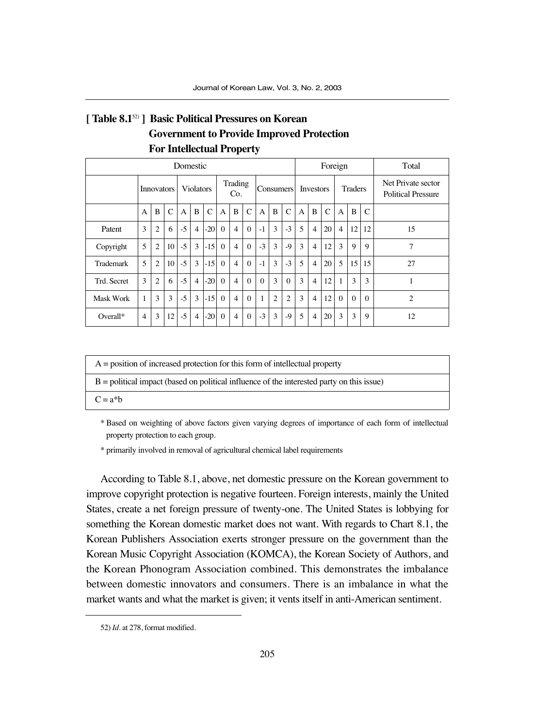**[ Table 8.1[52] ] Basic Political Pressures on Korean Government to Provide Improved Protection For Intellectual Property**

| Domestic | | | | | | | | | | | | | Foreign | | | | | | Total |
|---|---|---|---|---|---|---|---|---|---|---|---|---|---|---|---|---|---|---|---|
| | Innovators | | | Violators | | | Trading Co. | | | Consumers | | | Investors | | | Traders | | | Net Private sector Political Pressure |
| | A | B | C | A | B | C | A | B | C | A | B | C | A | B | C | A | B | C | |
| Patent | 3 | 2 | 6 | -5 | 4 | -20 | 0 | 4 | 0 | -1 | 3 | -3 | 5 | 4 | 20 | 4 | 12 | 12 | 15 |
| Copyright | 5 | 2 | 10 | -5 | 3 | -15 | 0 | 4 | 0 | -3 | 3 | -9 | 3 | 4 | 12 | 3 | 9 | 9 | 7 |
| Trademark | 5 | 2 | 10 | -5 | 3 | -15 | 0 | 4 | 0 | -1 | 3 | -3 | 5 | 4 | 20 | 5 | 15 | 15 | 27 |
| Trd. Secret | 3 | 2 | 6 | -5 | 4 | -20 | 0 | 4 | 0 | 0 | 3 | 0 | 3 | 4 | 12 | 1 | 3 | 3 | 1 |
| Mask Work | 1 | 3 | 3 | -5 | 3 | -15 | 0 | 4 | 0 | 1 | 2 | 2 | 3 | 4 | 12 | 0 | 0 | 0 | 2 |
| Overall* | 4 | 3 | 12 | -5 | 4 | -20 | 0 | 4 | 0 | -3 | 3 | -9 | 5 | 4 | 20 | 3 | 3 | 9 | 12 |

| |
|---|
| A = position of increased protection for this form of intellectual property |
| B = political impact (based on political influence of the interested party on this issue) |
| C = a*b |

* Based on weighting of above factors given varying degrees of importance of each form of intellectual property protection to each group.

* primarily involved in removal of agricultural chemical label requirements

According to Table 8.1, above, net domestic pressure on the Korean government to improve copyright protection is negative fourteen. Foreign interests, mainly the United States, create a net foreign pressure of twenty-one. The United States is lobbying for something the Korean domestic market does not want. With regards to Chart 8.1, the Korean Publishers Association exerts stronger pressure on the government than the Korean Music Copyright Association (KOMCA), the Korean Society of Authors, and the Korean Phonogram Association combined. This demonstrates the imbalance between domestic innovators and consumers. There is an imbalance in what the market wants and what the market is given; it vents itself in anti-American sentiment.

---

52) *Id*. at 278, format modified.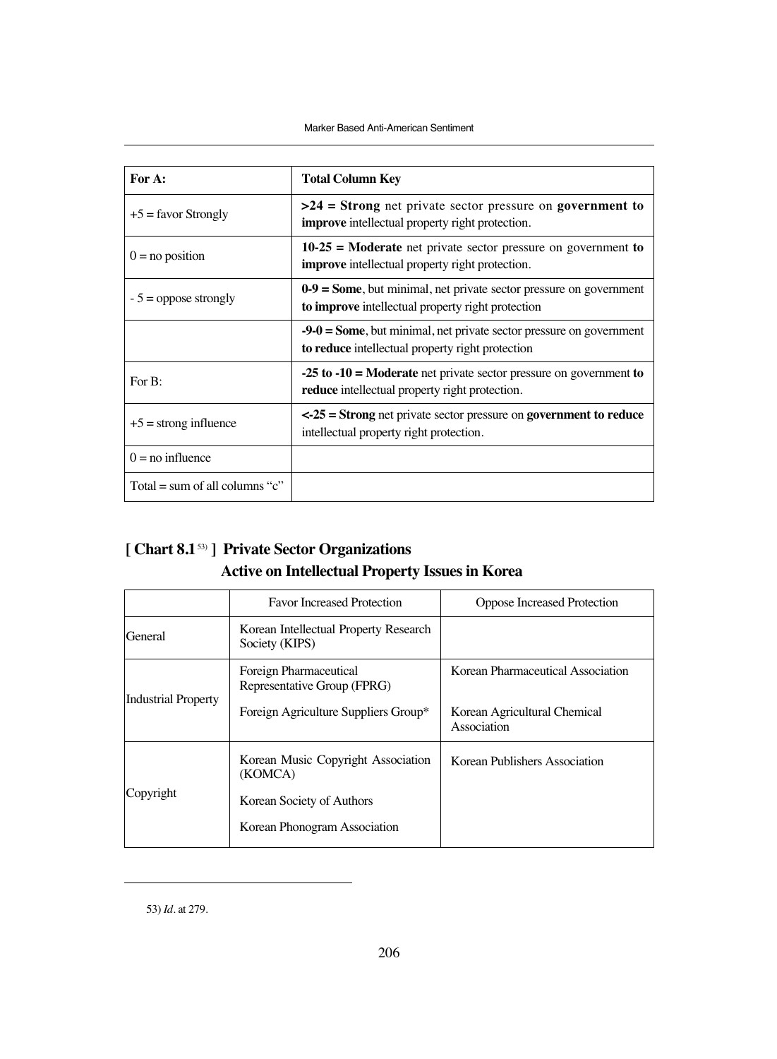| For A: | Total Column Key |
| --- | --- |
| +5 = favor Strongly | **>24 = Strong** net private sector pressure on **government to improve** intellectual property right protection. |
| 0 = no position | **10-25 = Moderate** net private sector pressure on government **to improve** intellectual property right protection. |
| - 5 = oppose strongly | **0-9 = Some**, but minimal, net private sector pressure on government **to improve** intellectual property right protection |
| | **-9-0 = Some**, but minimal, net private sector pressure on government **to reduce** intellectual property right protection |
| For B: | **-25 to -10 = Moderate** net private sector pressure on government **to reduce** intellectual property right protection. |
| +5 = strong influence | **<-25 = Strong** net private sector pressure on **government to reduce** intellectual property right protection. |
| 0 = no influence | |
| Total = sum of all columns "c" | |

## [ Chart 8.1[53] ] Private Sector Organizations Active on Intellectual Property Issues in Korea

| | Favor Increased Protection | Oppose Increased Protection |
| --- | --- | --- |
| General | Korean Intellectual Property Research Society (KIPS) | |
| Industrial Property | Foreign Pharmaceutical Representative Group (FPRG)<br>Foreign Agriculture Suppliers Group* | Korean Pharmaceutical Association<br>Korean Agricultural Chemical Association |
| Copyright | Korean Music Copyright Association (KOMCA)<br>Korean Society of Authors<br>Korean Phonogram Association | Korean Publishers Association |

53) *Id*. at 279.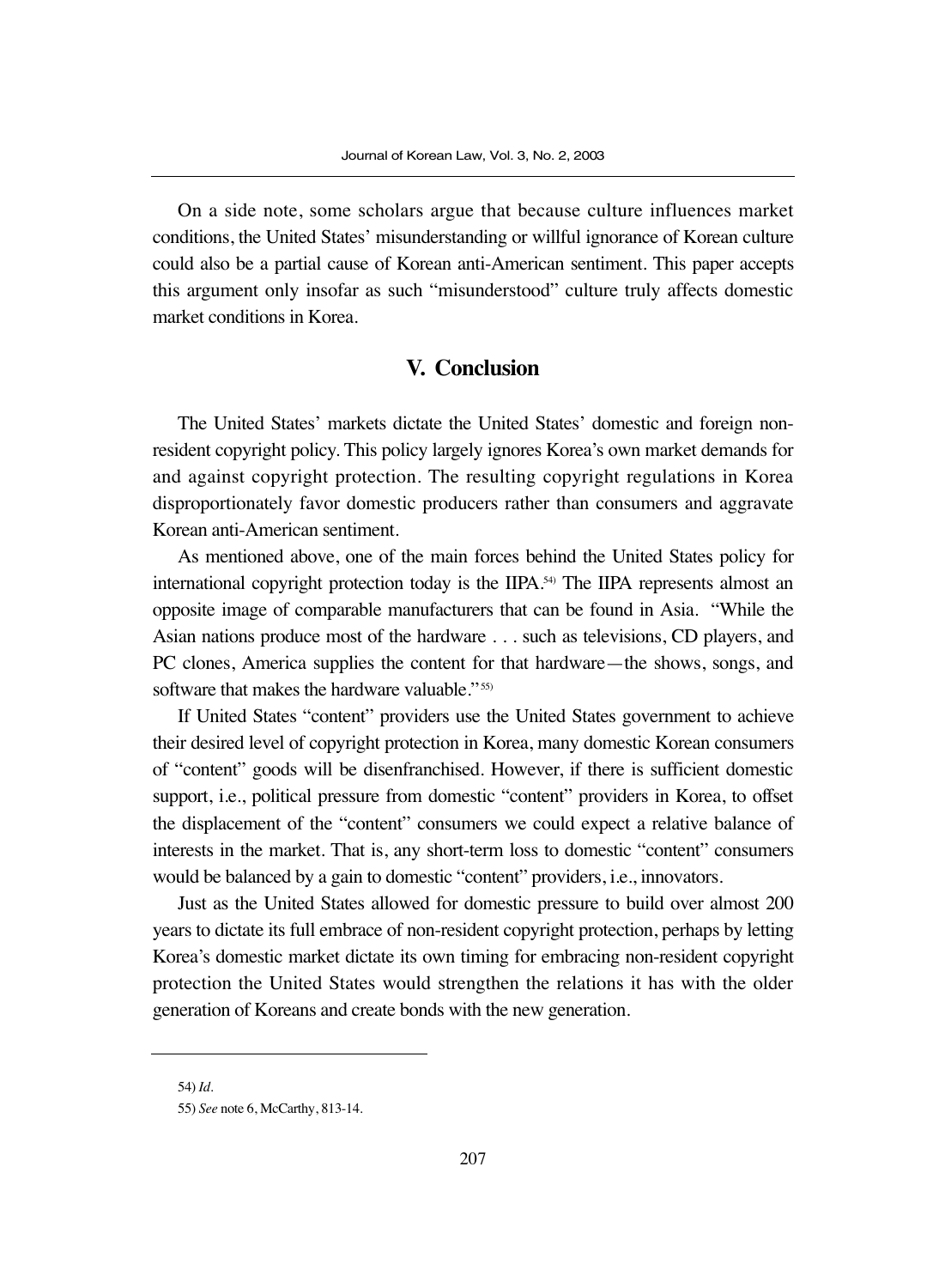On a side note, some scholars argue that because culture influences market conditions, the United States' misunderstanding or willful ignorance of Korean culture could also be a partial cause of Korean anti-American sentiment. This paper accepts this argument only insofar as such "misunderstood" culture truly affects domestic market conditions in Korea.

## V. Conclusion

The United States' markets dictate the United States' domestic and foreign non-resident copyright policy. This policy largely ignores Korea's own market demands for and against copyright protection. The resulting copyright regulations in Korea disproportionately favor domestic producers rather than consumers and aggravate Korean anti-American sentiment.

As mentioned above, one of the main forces behind the United States policy for international copyright protection today is the IIPA.[54] The IIPA represents almost an opposite image of comparable manufacturers that can be found in Asia. "While the Asian nations produce most of the hardware . . . such as televisions, CD players, and PC clones, America supplies the content for that hardware—the shows, songs, and software that makes the hardware valuable."[55]

If United States "content" providers use the United States government to achieve their desired level of copyright protection in Korea, many domestic Korean consumers of "content" goods will be disenfranchised. However, if there is sufficient domestic support, i.e., political pressure from domestic "content" providers in Korea, to offset the displacement of the "content" consumers we could expect a relative balance of interests in the market. That is, any short-term loss to domestic "content" consumers would be balanced by a gain to domestic "content" providers, i.e., innovators.

Just as the United States allowed for domestic pressure to build over almost 200 years to dictate its full embrace of non-resident copyright protection, perhaps by letting Korea's domestic market dictate its own timing for embracing non-resident copyright protection the United States would strengthen the relations it has with the older generation of Koreans and create bonds with the new generation.

---

54) *Id*.

55) *See* note 6, McCarthy, 813-14.